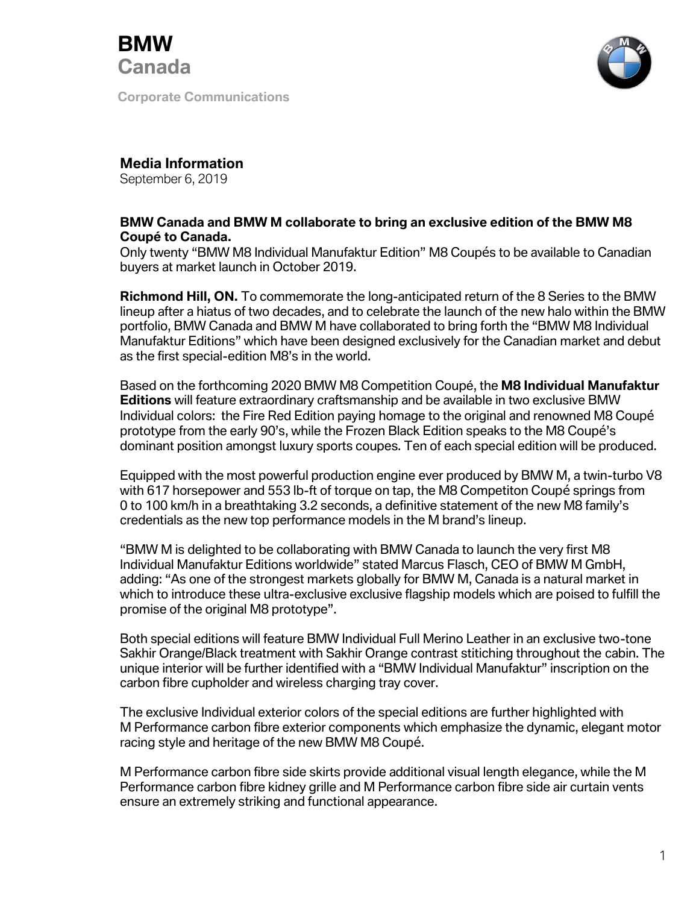**BMW**
**Canada**

**Corporate Communications**

**Media Information**
September 6, 2019

**BMW Canada and BMW M collaborate to bring an exclusive edition of the BMW M8 Coupé to Canada.**
Only twenty "BMW M8 Individual Manufaktur Edition" M8 Coupés to be available to Canadian buyers at market launch in October 2019.

**Richmond Hill, ON.** To commemorate the long-anticipated return of the 8 Series to the BMW lineup after a hiatus of two decades, and to celebrate the launch of the new halo within the BMW portfolio, BMW Canada and BMW M have collaborated to bring forth the "BMW M8 Individual Manufaktur Editions" which have been designed exclusively for the Canadian market and debut as the first special-edition M8's in the world.

Based on the forthcoming 2020 BMW M8 Competition Coupé, the **M8 Individual Manufaktur Editions** will feature extraordinary craftsmanship and be available in two exclusive BMW Individual colors: the Fire Red Edition paying homage to the original and renowned M8 Coupé prototype from the early 90's, while the Frozen Black Edition speaks to the M8 Coupé's dominant position amongst luxury sports coupes. Ten of each special edition will be produced.

Equipped with the most powerful production engine ever produced by BMW M, a twin-turbo V8 with 617 horsepower and 553 lb-ft of torque on tap, the M8 Competiton Coupé springs from 0 to 100 km/h in a breathtaking 3.2 seconds, a definitive statement of the new M8 family's credentials as the new top performance models in the M brand's lineup.

"BMW M is delighted to be collaborating with BMW Canada to launch the very first M8 Individual Manufaktur Editions worldwide" stated Marcus Flasch, CEO of BMW M GmbH, adding: "As one of the strongest markets globally for BMW M, Canada is a natural market in which to introduce these ultra-exclusive exclusive flagship models which are poised to fulfill the promise of the original M8 prototype".

Both special editions will feature BMW Individual Full Merino Leather in an exclusive two-tone Sakhir Orange/Black treatment with Sakhir Orange contrast stitiching throughout the cabin. The unique interior will be further identified with a "BMW Individual Manufaktur" inscription on the carbon fibre cupholder and wireless charging tray cover.

The exclusive Individual exterior colors of the special editions are further highlighted with M Performance carbon fibre exterior components which emphasize the dynamic, elegant motor racing style and heritage of the new BMW M8 Coupé.

M Performance carbon fibre side skirts provide additional visual length elegance, while the M Performance carbon fibre kidney grille and M Performance carbon fibre side air curtain vents ensure an extremely striking and functional appearance.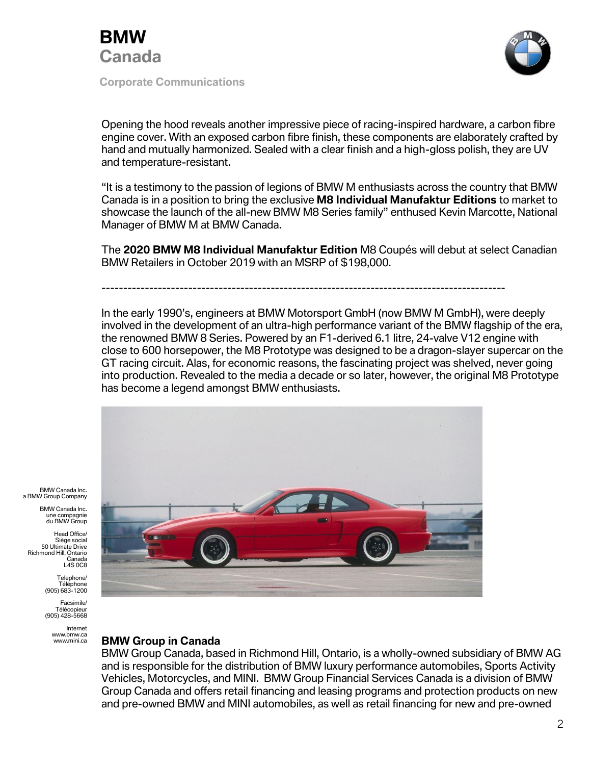Opening the hood reveals another impressive piece of racing-inspired hardware, a carbon fibre engine cover. With an exposed carbon fibre finish, these components are elaborately crafted by hand and mutually harmonized. Sealed with a clear finish and a high-gloss polish, they are UV and temperature-resistant.

"It is a testimony to the passion of legions of BMW M enthusiasts across the country that BMW Canada is in a position to bring the exclusive **M8 Individual Manufaktur Editions** to market to showcase the launch of the all-new BMW M8 Series family" enthused Kevin Marcotte, National Manager of BMW M at BMW Canada.

The **2020 BMW M8 Individual Manufaktur Edition** M8 Coupés will debut at select Canadian BMW Retailers in October 2019 with an MSRP of $198,000.

---

In the early 1990's, engineers at BMW Motorsport GmbH (now BMW M GmbH), were deeply involved in the development of an ultra-high performance variant of the BMW flagship of the era, the renowned BMW 8 Series. Powered by an F1-derived 6.1 litre, 24-valve V12 engine with close to 600 horsepower, the M8 Prototype was designed to be a dragon-slayer supercar on the GT racing circuit. Alas, for economic reasons, the fascinating project was shelved, never going into production. Revealed to the media a decade or so later, however, the original M8 Prototype has become a legend amongst BMW enthusiasts.

BMW Canada Inc.
a BMW Group Company

BMW Canada Inc.
une compagnie
du BMW Group

Head Office/
Siège social
50 Ultimate Drive
Richmond Hill, Ontario
Canada
L4S 0C8

Telephone/
Téléphone
(905) 683-1200

Facsimile/
Télécopieur
(905) 428-5668

Internet
www.bmw.ca
www.mini.ca

## BMW Group in Canada

BMW Group Canada, based in Richmond Hill, Ontario, is a wholly-owned subsidiary of BMW AG and is responsible for the distribution of BMW luxury performance automobiles, Sports Activity Vehicles, Motorcycles, and MINI. BMW Group Financial Services Canada is a division of BMW Group Canada and offers retail financing and leasing programs and protection products on new and pre-owned BMW and MINI automobiles, as well as retail financing for new and pre-owned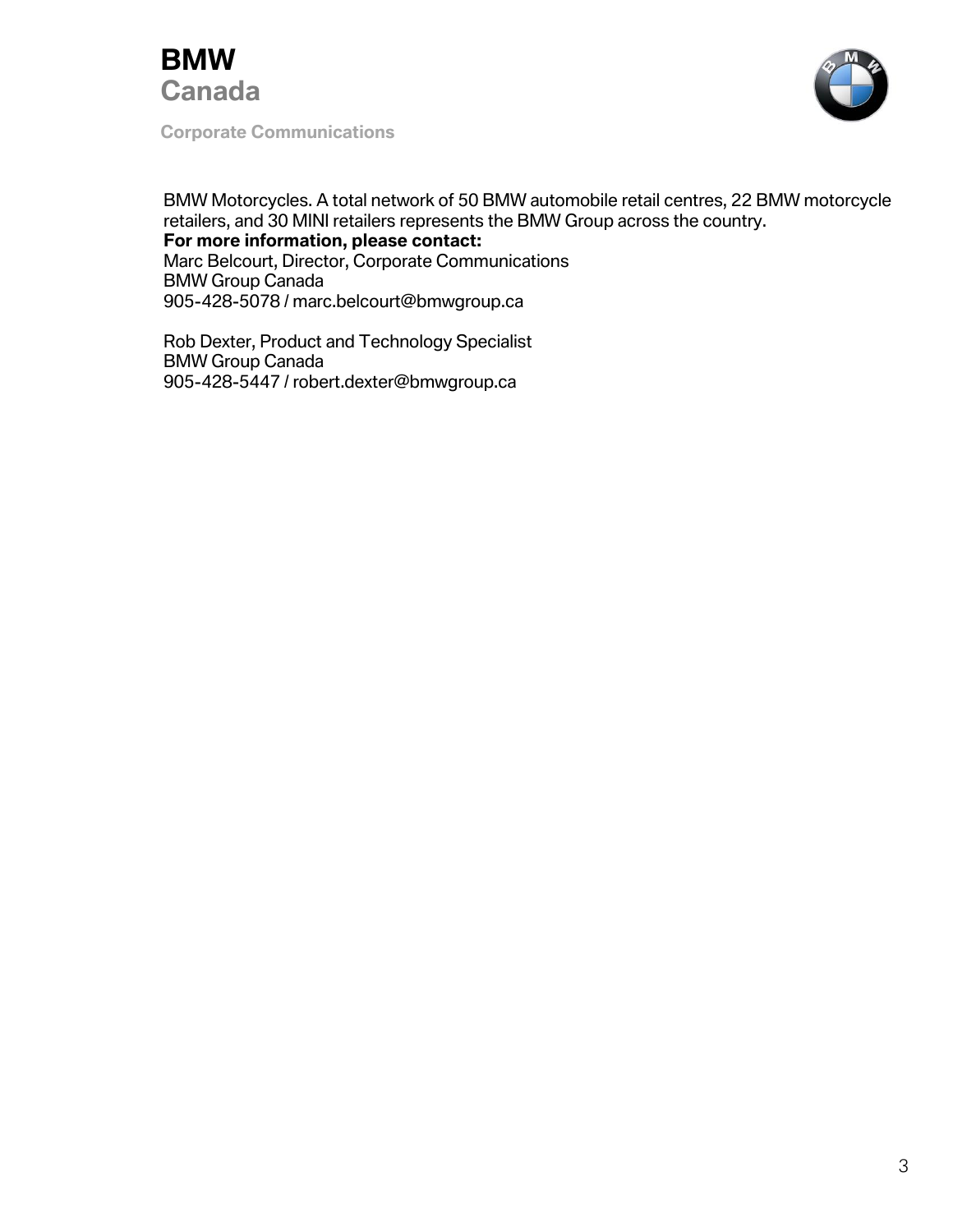BMW Motorcycles. A total network of 50 BMW automobile retail centres, 22 BMW motorcycle retailers, and 30 MINI retailers represents the BMW Group across the country.

**For more information, please contact:**

Marc Belcourt, Director, Corporate Communications
BMW Group Canada
905-428-5078 / marc.belcourt@bmwgroup.ca

Rob Dexter, Product and Technology Specialist
BMW Group Canada
905-428-5447 / robert.dexter@bmwgroup.ca